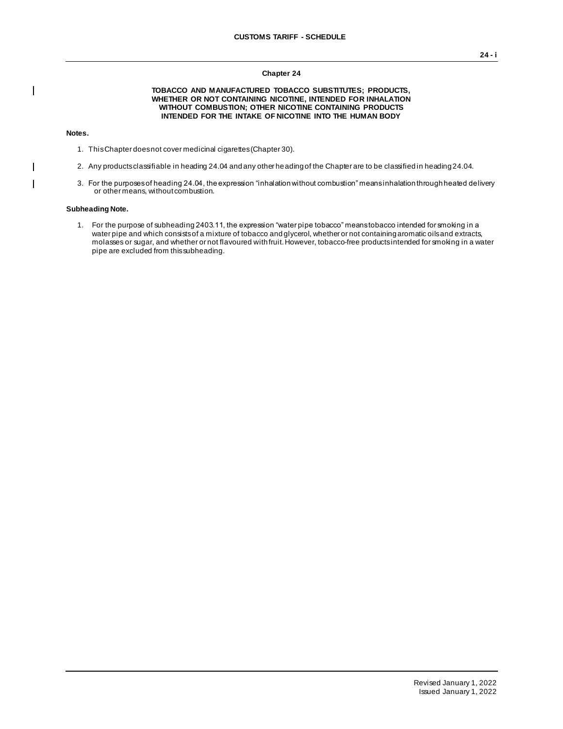# Chapter 24

## TOBACCO AND MANUFACTURED TOBACCO SUBSTITUTES; PRODUCTS, WHETHER OR NOT CONTAINING NICOTINE, INTENDED FOR INHALATION WITHOUT COMBUSTION; OTHER NICOTINE CONTAINING PRODUCTS INTENDED FOR THE INTAKE OF NICOTINE INTO THE HUMAN BODY

**Notes.**

1. This Chapter does not cover medicinal cigarettes (Chapter 30).

2. Any products classifiable in heading 24.04 and any other heading of the Chapter are to be classified in heading 24.04.

3. For the purposes of heading 24.04, the expression "inhalation without combustion" means inhalation through heated delivery or other means, without combustion.

**Subheading Note.**

1. For the purpose of subheading 2403.11, the expression "water pipe tobacco" means tobacco intended for smoking in a water pipe and which consists of a mixture of tobacco and glycerol, whether or not containing aromatic oils and extracts, molasses or sugar, and whether or not flavoured with fruit. However, tobacco-free products intended for smoking in a water pipe are excluded from this subheading.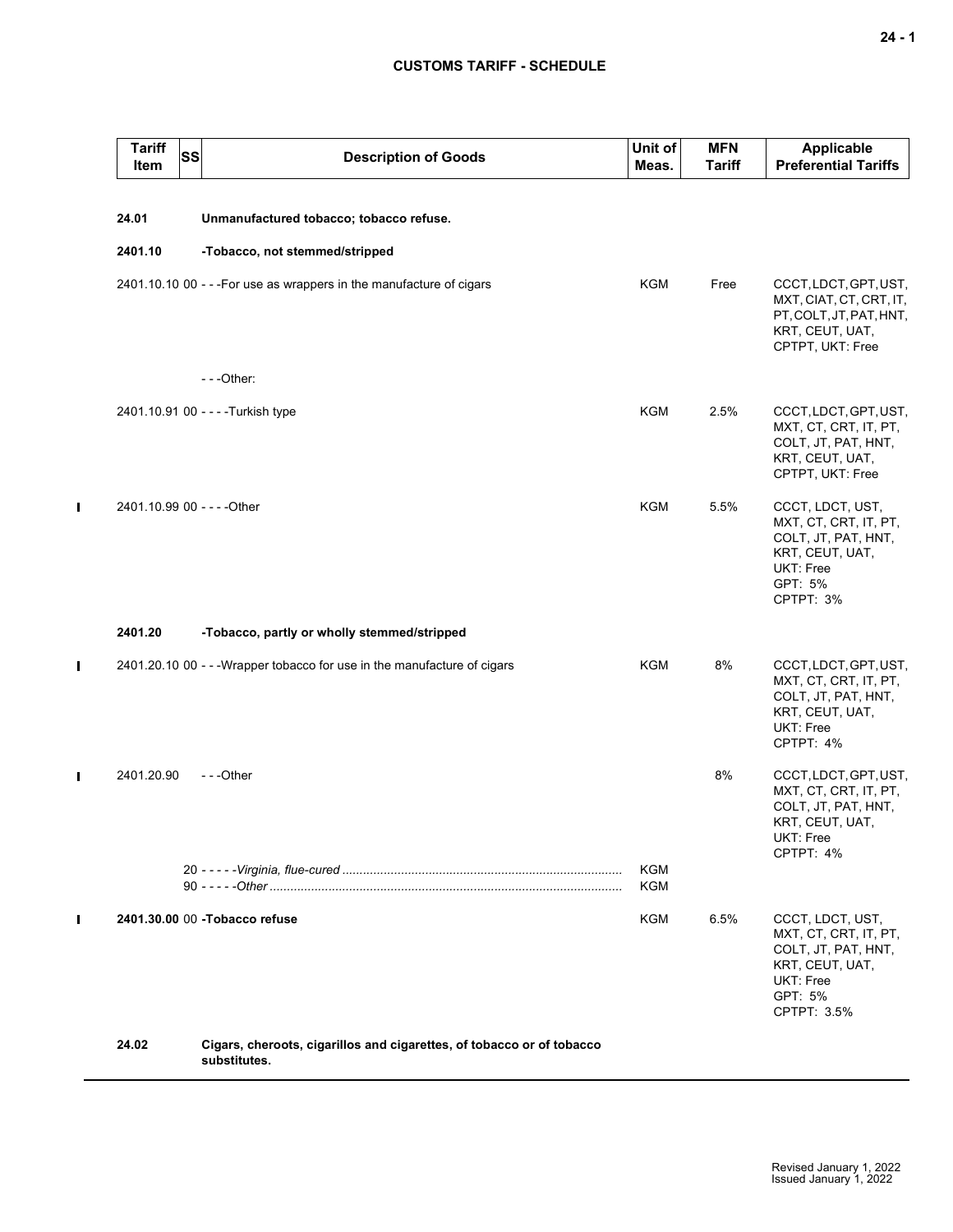# CUSTOMS TARIFF - SCHEDULE

| Tariff Item | SS | Description of Goods | Unit of Meas. | MFN Tariff | Applicable Preferential Tariffs |
|---|---|---|---|---|---|
| **24.01** | | **Unmanufactured tobacco; tobacco refuse.** | | | |
| **2401.10** | | **-Tobacco, not stemmed/stripped** | | | |
| 2401.10.10 | 00 | - - -For use as wrappers in the manufacture of cigars | KGM | Free | CCCT, LDCT, GPT, UST, MXT, CIAT, CT, CRT, IT, PT, COLT, JT, PAT, HNT, KRT, CEUT, UAT, CPTPT, UKT: Free |
| | | - - -Other: | | | |
| 2401.10.91 | 00 | - - - -Turkish type | KGM | 2.5% | CCCT, LDCT, GPT, UST, MXT, CT, CRT, IT, PT, COLT, JT, PAT, HNT, KRT, CEUT, UAT, CPTPT, UKT: Free |
| 2401.10.99 | 00 | - - - -Other | KGM | 5.5% | CCCT, LDCT, UST, MXT, CT, CRT, IT, PT, COLT, JT, PAT, HNT, KRT, CEUT, UAT, UKT: Free<br>GPT: 5%<br>CPTPT: 3% |
| **2401.20** | | **-Tobacco, partly or wholly stemmed/stripped** | | | |
| 2401.20.10 | 00 | - - -Wrapper tobacco for use in the manufacture of cigars | KGM | 8% | CCCT, LDCT, GPT, UST, MXT, CT, CRT, IT, PT, COLT, JT, PAT, HNT, KRT, CEUT, UAT, UKT: Free<br>CPTPT: 4% |
| 2401.20.90 | | - - -Other | | 8% | CCCT, LDCT, GPT, UST, MXT, CT, CRT, IT, PT, COLT, JT, PAT, HNT, KRT, CEUT, UAT, UKT: Free<br>CPTPT: 4% |
| | 20 | - - - - -*Virginia, flue-cured* | KGM | | |
| | 90 | - - - - -*Other* | KGM | | |
| **2401.30.00** | 00 | **-Tobacco refuse** | KGM | 6.5% | CCCT, LDCT, UST, MXT, CT, CRT, IT, PT, COLT, JT, PAT, HNT, KRT, CEUT, UAT, UKT: Free<br>GPT: 5%<br>CPTPT: 3.5% |
| **24.02** | | **Cigars, cheroots, cigarillos and cigarettes, of tobacco or of tobacco substitutes.** | | | |

Revised January 1, 2022
Issued January 1, 2022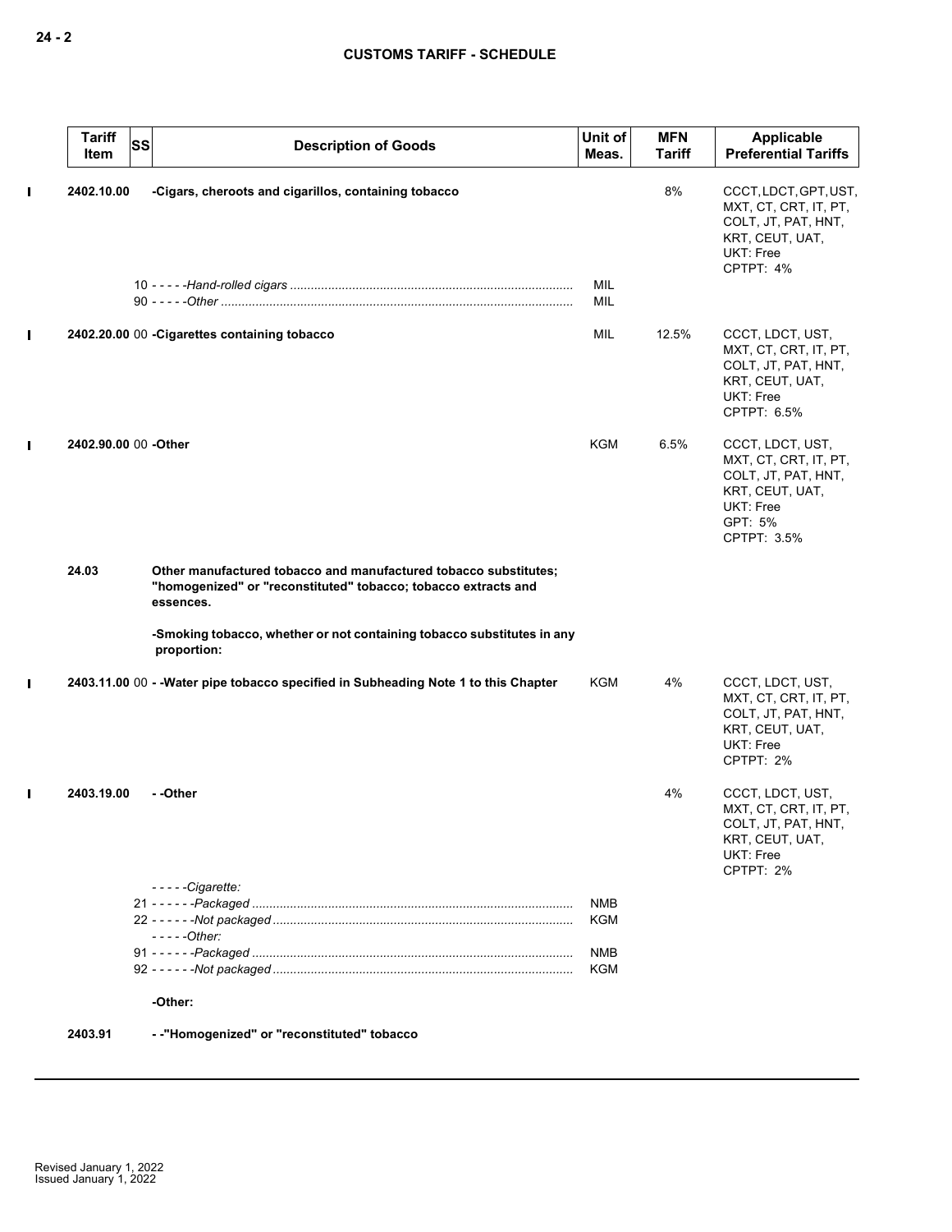| Tariff Item | SS | Description of Goods | Unit of Meas. | MFN Tariff | Applicable Preferential Tariffs |
|---|---|---|---|---|---|
| 2402.10.00 | | -Cigars, cheroots and cigarillos, containing tobacco | | 8% | CCCT, LDCT, GPT, UST, MXT, CT, CRT, IT, PT, COLT, JT, PAT, HNT, KRT, CEUT, UAT, UKT: Free<br>CPTPT: 4% |
| | 10 | - - - - -*Hand-rolled cigars* | MIL | | |
| | 90 | - - - - -*Other* | MIL | | |
| 2402.20.00 | 00 | -Cigarettes containing tobacco | MIL | 12.5% | CCCT, LDCT, UST, MXT, CT, CRT, IT, PT, COLT, JT, PAT, HNT, KRT, CEUT, UAT, UKT: Free<br>CPTPT: 6.5% |
| 2402.90.00 | 00 | -Other | KGM | 6.5% | CCCT, LDCT, UST, MXT, CT, CRT, IT, PT, COLT, JT, PAT, HNT, KRT, CEUT, UAT, UKT: Free<br>GPT: 5%<br>CPTPT: 3.5% |
| 24.03 | | Other manufactured tobacco and manufactured tobacco substitutes; "homogenized" or "reconstituted" tobacco; tobacco extracts and essences. | | | |
| | | -Smoking tobacco, whether or not containing tobacco substitutes in any proportion: | | | |
| 2403.11.00 | 00 | - -Water pipe tobacco specified in Subheading Note 1 to this Chapter | KGM | 4% | CCCT, LDCT, UST, MXT, CT, CRT, IT, PT, COLT, JT, PAT, HNT, KRT, CEUT, UAT, UKT: Free<br>CPTPT: 2% |
| 2403.19.00 | | - -Other | | 4% | CCCT, LDCT, UST, MXT, CT, CRT, IT, PT, COLT, JT, PAT, HNT, KRT, CEUT, UAT, UKT: Free<br>CPTPT: 2% |
| | | - - - - -*Cigarette:* | | | |
| | 21 | - - - - - -*Packaged* | NMB | | |
| | 22 | - - - - - -*Not packaged* | KGM | | |
| | | - - - - -*Other:* | | | |
| | 91 | - - - - - -*Packaged* | NMB | | |
| | 92 | - - - - - -*Not packaged* | KGM | | |
| | | -Other: | | | |
| 2403.91 | | - -"Homogenized" or "reconstituted" tobacco | | | |

Revised January 1, 2022
Issued January 1, 2022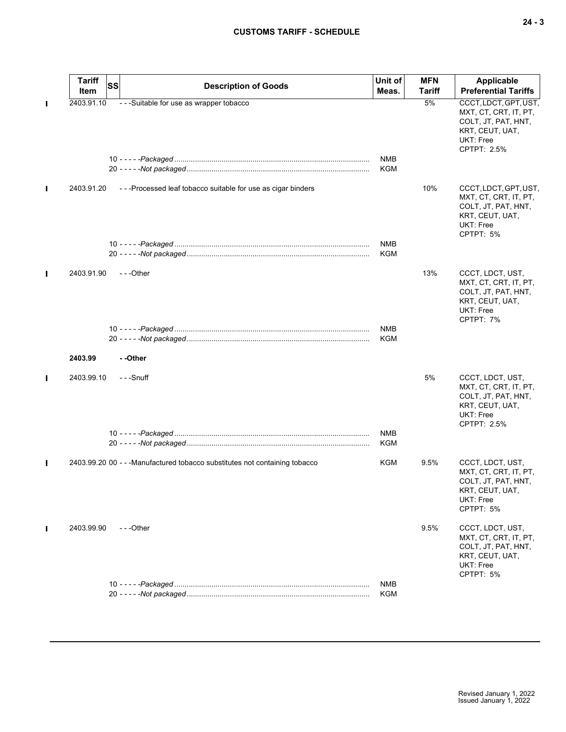| Tariff Item | SS | Description of Goods | Unit of Meas. | MFN Tariff | Applicable Preferential Tariffs |
|---|---|---|---|---|---|
| 2403.91.10 | | - - -Suitable for use as wrapper tobacco | | 5% | CCCT, LDCT, GPT, UST, MXT, CT, CRT, IT, PT, COLT, JT, PAT, HNT, KRT, CEUT, UAT, UKT: Free<br>CPTPT: 2.5% |
| | | 10 - - - - -*Packaged* | NMB | | |
| | | 20 - - - - -*Not packaged* | KGM | | |
| 2403.91.20 | | - - -Processed leaf tobacco suitable for use as cigar binders | | 10% | CCCT, LDCT, GPT, UST, MXT, CT, CRT, IT, PT, COLT, JT, PAT, HNT, KRT, CEUT, UAT, UKT: Free<br>CPTPT: 5% |
| | | 10 - - - - -*Packaged* | NMB | | |
| | | 20 - - - - -*Not packaged* | KGM | | |
| 2403.91.90 | | - - -Other | | 13% | CCCT, LDCT, UST, MXT, CT, CRT, IT, PT, COLT, JT, PAT, HNT, KRT, CEUT, UAT, UKT: Free<br>CPTPT: 7% |
| | | 10 - - - - -*Packaged* | NMB | | |
| | | 20 - - - - -*Not packaged* | KGM | | |
| **2403.99** | | **- -Other** | | | |
| 2403.99.10 | | - - -Snuff | | 5% | CCCT, LDCT, UST, MXT, CT, CRT, IT, PT, COLT, JT, PAT, HNT, KRT, CEUT, UAT, UKT: Free<br>CPTPT: 2.5% |
| | | 10 - - - - -*Packaged* | NMB | | |
| | | 20 - - - - -*Not packaged* | KGM | | |
| 2403.99.20 00 | | - - -Manufactured tobacco substitutes not containing tobacco | KGM | 9.5% | CCCT, LDCT, UST, MXT, CT, CRT, IT, PT, COLT, JT, PAT, HNT, KRT, CEUT, UAT, UKT: Free<br>CPTPT: 5% |
| 2403.99.90 | | - - -Other | | 9.5% | CCCT, LDCT, UST, MXT, CT, CRT, IT, PT, COLT, JT, PAT, HNT, KRT, CEUT, UAT, UKT: Free<br>CPTPT: 5% |
| | | 10 - - - - -*Packaged* | NMB | | |
| | | 20 - - - - -*Not packaged* | KGM | | |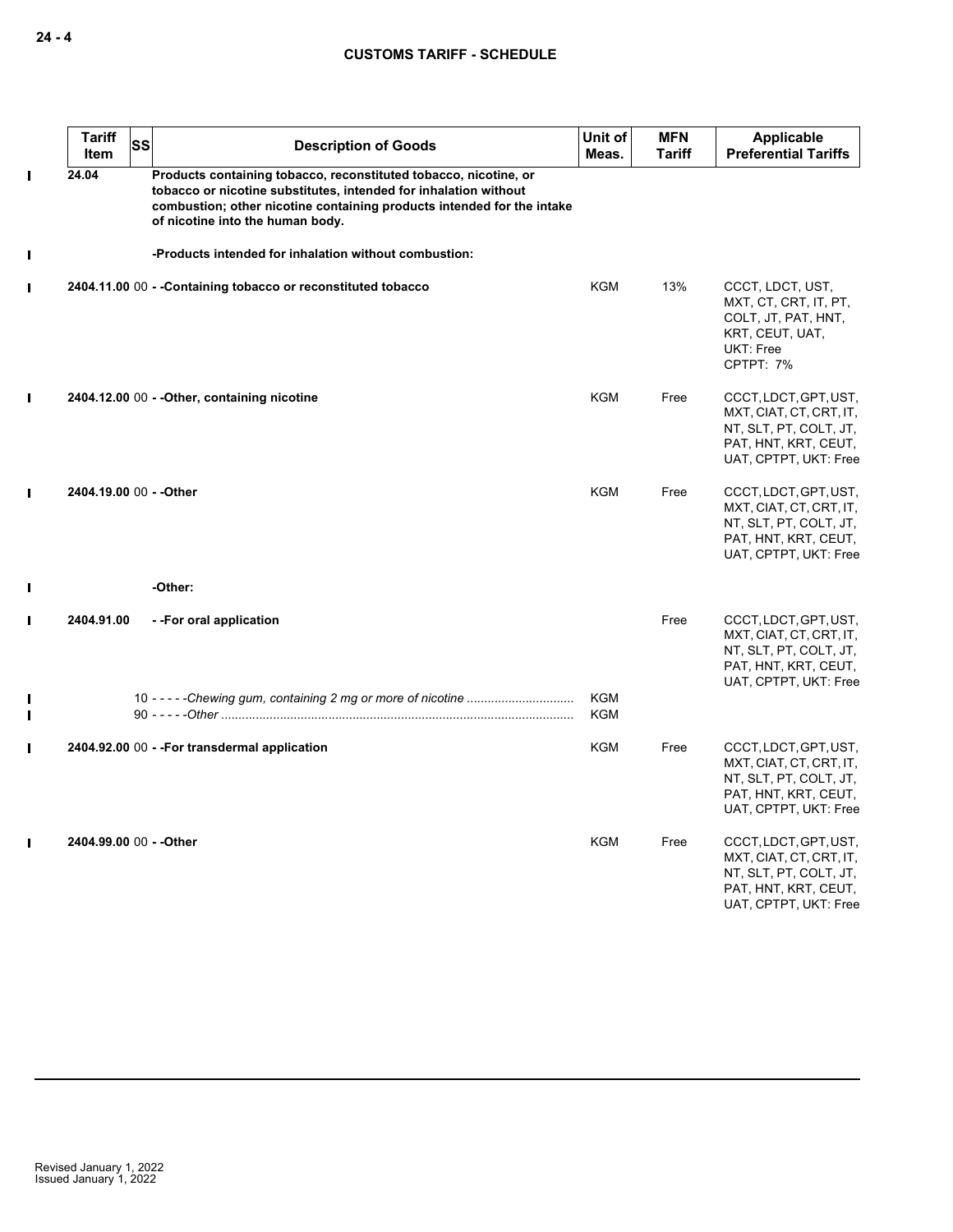| Tariff Item | SS | Description of Goods | Unit of Meas. | MFN Tariff | Applicable Preferential Tariffs |
|---|---|---|---|---|---|
| 24.04 | | **Products containing tobacco, reconstituted tobacco, nicotine, or tobacco or nicotine substitutes, intended for inhalation without combustion; other nicotine containing products intended for the intake of nicotine into the human body.** | | | |
| | | **-Products intended for inhalation without combustion:** | | | |
| **2404.11.00** | 00 | **- -Containing tobacco or reconstituted tobacco** | KGM | 13% | CCCT, LDCT, UST, MXT, CT, CRT, IT, PT, COLT, JT, PAT, HNT, KRT, CEUT, UAT, UKT: Free CPTPT: 7% |
| **2404.12.00** | 00 | **- -Other, containing nicotine** | KGM | Free | CCCT, LDCT, GPT, UST, MXT, CIAT, CT, CRT, IT, NT, SLT, PT, COLT, JT, PAT, HNT, KRT, CEUT, UAT, CPTPT, UKT: Free |
| **2404.19.00** | 00 | **- -Other** | KGM | Free | CCCT, LDCT, GPT, UST, MXT, CIAT, CT, CRT, IT, NT, SLT, PT, COLT, JT, PAT, HNT, KRT, CEUT, UAT, CPTPT, UKT: Free |
| | | **-Other:** | | | |
| **2404.91.00** | | **- -For oral application** | | Free | CCCT, LDCT, GPT, UST, MXT, CIAT, CT, CRT, IT, NT, SLT, PT, COLT, JT, PAT, HNT, KRT, CEUT, UAT, CPTPT, UKT: Free |
| | 10 | - - - - -*Chewing gum, containing 2 mg or more of nicotine* | KGM | | |
| | 90 | - - - - -*Other* | KGM | | |
| **2404.92.00** | 00 | **- -For transdermal application** | KGM | Free | CCCT, LDCT, GPT, UST, MXT, CIAT, CT, CRT, IT, NT, SLT, PT, COLT, JT, PAT, HNT, KRT, CEUT, UAT, CPTPT, UKT: Free |
| **2404.99.00** | 00 | **- -Other** | KGM | Free | CCCT, LDCT, GPT, UST, MXT, CIAT, CT, CRT, IT, NT, SLT, PT, COLT, JT, PAT, HNT, KRT, CEUT, UAT, CPTPT, UKT: Free |